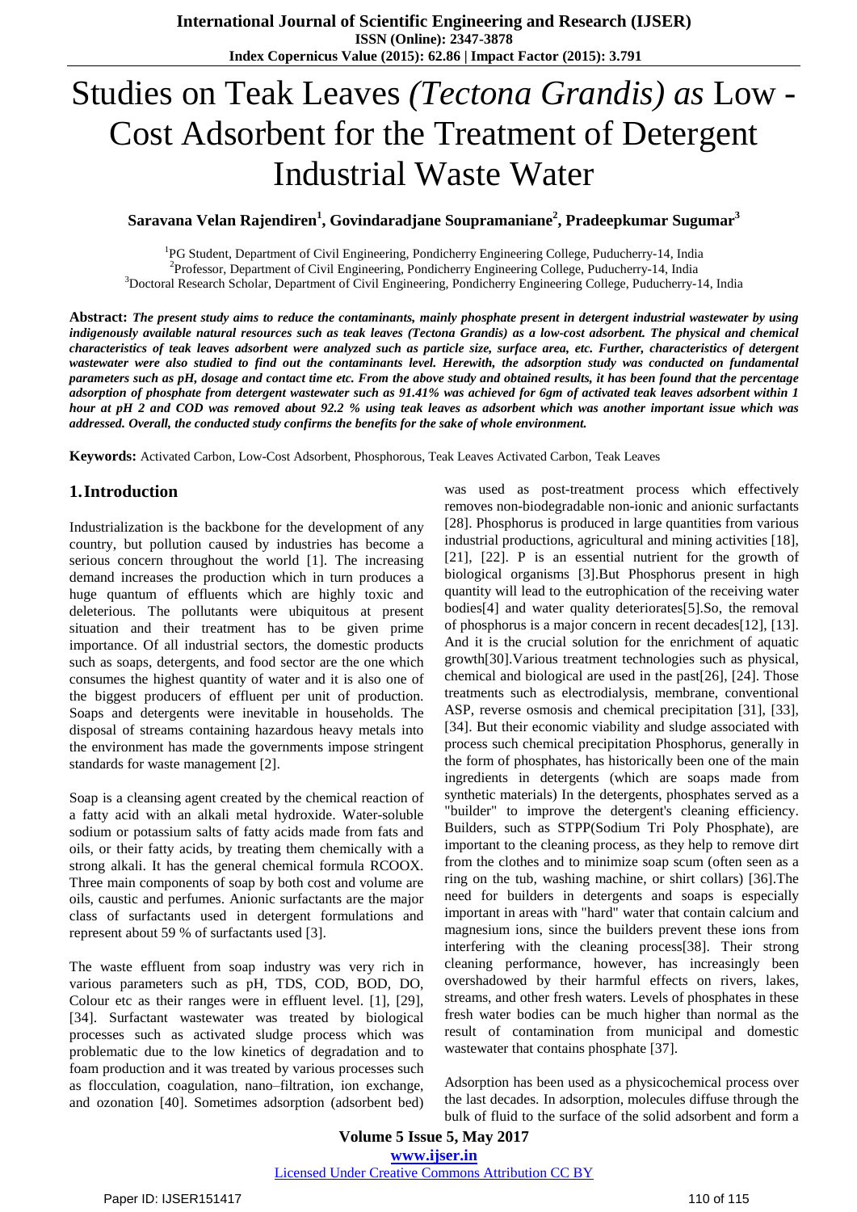# Studies on Teak Leaves *(Tectona Grandis) as* Low - Cost Adsorbent for the Treatment of Detergent Industrial Waste Water

**Saravana Velan Rajendiren[1], Govindaradjane Soupramaniane[2], Pradeepkumar Sugumar[3]**

[1]PG Student, Department of Civil Engineering, Pondicherry Engineering College, Puducherry-14, India
[2]Professor, Department of Civil Engineering, Pondicherry Engineering College, Puducherry-14, India
[3]Doctoral Research Scholar, Department of Civil Engineering, Pondicherry Engineering College, Puducherry-14, India

**Abstract:** ***The present study aims to reduce the contaminants, mainly phosphate present in detergent industrial wastewater by using indigenously available natural resources such as teak leaves (Tectona Grandis) as a low-cost adsorbent. The physical and chemical characteristics of teak leaves adsorbent were analyzed such as particle size, surface area, etc. Further, characteristics of detergent wastewater were also studied to find out the contaminants level. Herewith, the adsorption study was conducted on fundamental parameters such as pH, dosage and contact time etc. From the above study and obtained results, it has been found that the percentage adsorption of phosphate from detergent wastewater such as 91.41% was achieved for 6gm of activated teak leaves adsorbent within 1 hour at pH 2 and COD was removed about 92.2 % using teak leaves as adsorbent which was another important issue which was addressed. Overall, the conducted study confirms the benefits for the sake of whole environment.***

**Keywords:** Activated Carbon, Low-Cost Adsorbent, Phosphorous, Teak Leaves Activated Carbon, Teak Leaves

## 1. Introduction

Industrialization is the backbone for the development of any country, but pollution caused by industries has become a serious concern throughout the world [1]. The increasing demand increases the production which in turn produces a huge quantum of effluents which are highly toxic and deleterious. The pollutants were ubiquitous at present situation and their treatment has to be given prime importance. Of all industrial sectors, the domestic products such as soaps, detergents, and food sector are the one which consumes the highest quantity of water and it is also one of the biggest producers of effluent per unit of production. Soaps and detergents were inevitable in households. The disposal of streams containing hazardous heavy metals into the environment has made the governments impose stringent standards for waste management [2].

Soap is a cleansing agent created by the chemical reaction of a fatty acid with an alkali metal hydroxide. Water-soluble sodium or potassium salts of fatty acids made from fats and oils, or their fatty acids, by treating them chemically with a strong alkali. It has the general chemical formula RCOOX. Three main components of soap by both cost and volume are oils, caustic and perfumes. Anionic surfactants are the major class of surfactants used in detergent formulations and represent about 59 % of surfactants used [3].

The waste effluent from soap industry was very rich in various parameters such as pH, TDS, COD, BOD, DO, Colour etc as their ranges were in effluent level. [1], [29], [34]. Surfactant wastewater was treated by biological processes such as activated sludge process which was problematic due to the low kinetics of degradation and to foam production and it was treated by various processes such as flocculation, coagulation, nano–filtration, ion exchange, and ozonation [40]. Sometimes adsorption (adsorbent bed) was used as post-treatment process which effectively removes non-biodegradable non-ionic and anionic surfactants [28]. Phosphorus is produced in large quantities from various industrial productions, agricultural and mining activities [18], [21], [22]. P is an essential nutrient for the growth of biological organisms [3].But Phosphorus present in high quantity will lead to the eutrophication of the receiving water bodies[4] and water quality deteriorates[5].So, the removal of phosphorus is a major concern in recent decades[12], [13]. And it is the crucial solution for the enrichment of aquatic growth[30].Various treatment technologies such as physical, chemical and biological are used in the past[26], [24]. Those treatments such as electrodialysis, membrane, conventional ASP, reverse osmosis and chemical precipitation [31], [33], [34]. But their economic viability and sludge associated with process such chemical precipitation Phosphorus, generally in the form of phosphates, has historically been one of the main ingredients in detergents (which are soaps made from synthetic materials) In the detergents, phosphates served as a "builder" to improve the detergent's cleaning efficiency. Builders, such as STPP(Sodium Tri Poly Phosphate), are important to the cleaning process, as they help to remove dirt from the clothes and to minimize soap scum (often seen as a ring on the tub, washing machine, or shirt collars) [36].The need for builders in detergents and soaps is especially important in areas with "hard" water that contain calcium and magnesium ions, since the builders prevent these ions from interfering with the cleaning process[38]. Their strong cleaning performance, however, has increasingly been overshadowed by their harmful effects on rivers, lakes, streams, and other fresh waters. Levels of phosphates in these fresh water bodies can be much higher than normal as the result of contamination from municipal and domestic wastewater that contains phosphate [37].

Adsorption has been used as a physicochemical process over the last decades. In adsorption, molecules diffuse through the bulk of fluid to the surface of the solid adsorbent and form a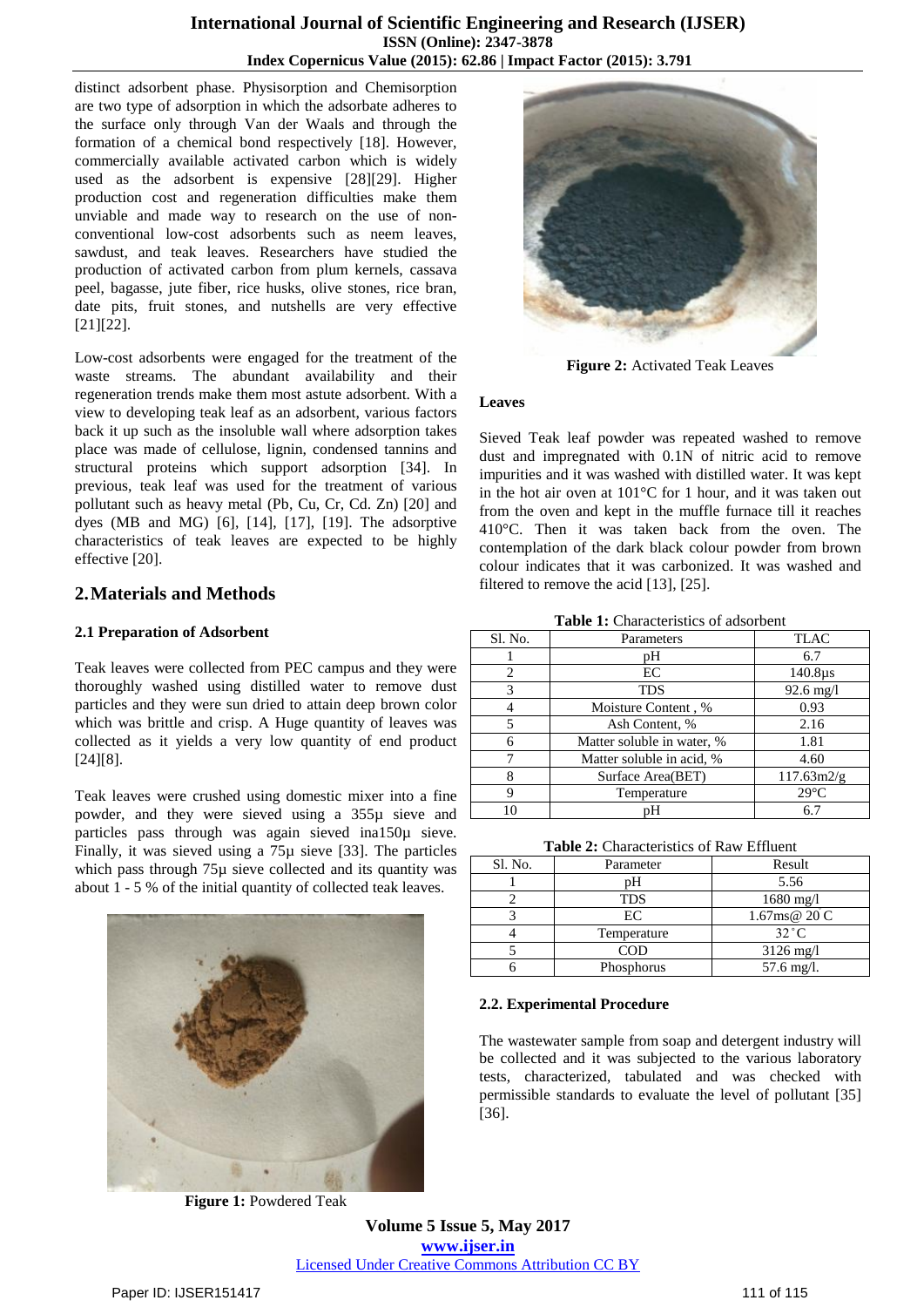distinct adsorbent phase. Physisorption and Chemisorption are two type of adsorption in which the adsorbate adheres to the surface only through Van der Waals and through the formation of a chemical bond respectively [18]. However, commercially available activated carbon which is widely used as the adsorbent is expensive [28][29]. Higher production cost and regeneration difficulties make them unviable and made way to research on the use of non-conventional low-cost adsorbents such as neem leaves, sawdust, and teak leaves. Researchers have studied the production of activated carbon from plum kernels, cassava peel, bagasse, jute fiber, rice husks, olive stones, rice bran, date pits, fruit stones, and nutshells are very effective [21][22].

Low-cost adsorbents were engaged for the treatment of the waste streams. The abundant availability and their regeneration trends make them most astute adsorbent. With a view to developing teak leaf as an adsorbent, various factors back it up such as the insoluble wall where adsorption takes place was made of cellulose, lignin, condensed tannins and structural proteins which support adsorption [34]. In previous, teak leaf was used for the treatment of various pollutant such as heavy metal (Pb, Cu, Cr, Cd. Zn) [20] and dyes (MB and MG) [6], [14], [17], [19]. The adsorptive characteristics of teak leaves are expected to be highly effective [20].

## 2. Materials and Methods

### 2.1 Preparation of Adsorbent

Teak leaves were collected from PEC campus and they were thoroughly washed using distilled water to remove dust particles and they were sun dried to attain deep brown color which was brittle and crisp. A Huge quantity of leaves was collected as it yields a very low quantity of end product [24][8].

Teak leaves were crushed using domestic mixer into a fine powder, and they were sieved using a 355µ sieve and particles pass through was again sieved ina150µ sieve. Finally, it was sieved using a 75µ sieve [33]. The particles which pass through 75µ sieve collected and its quantity was about 1 - 5 % of the initial quantity of collected teak leaves.

**Figure 1:** Powdered Teak

**Figure 2:** Activated Teak Leaves

**Leaves**

Sieved Teak leaf powder was repeated washed to remove dust and impregnated with 0.1N of nitric acid to remove impurities and it was washed with distilled water. It was kept in the hot air oven at 101°C for 1 hour, and it was taken out from the oven and kept in the muffle furnace till it reaches 410°C. Then it was taken back from the oven. The contemplation of the dark black colour powder from brown colour indicates that it was carbonized. It was washed and filtered to remove the acid [13], [25].

**Table 1:** Characteristics of adsorbent

| Sl. No. | Parameters | TLAC |
|---|---|---|
| 1 | pH | 6.7 |
| 2 | EC | 140.8µs |
| 3 | TDS | 92.6 mg/l |
| 4 | Moisture Content , % | 0.93 |
| 5 | Ash Content, % | 2.16 |
| 6 | Matter soluble in water, % | 1.81 |
| 7 | Matter soluble in acid, % | 4.60 |
| 8 | Surface Area(BET) | 117.63m2/g |
| 9 | Temperature | 29°C |
| 10 | pH | 6.7 |

**Table 2:** Characteristics of Raw Effluent

| Sl. No. | Parameter | Result |
|---|---|---|
| 1 | pH | 5.56 |
| 2 | TDS | 1680 mg/l |
| 3 | EC | 1.67ms@ 20°C |
| 4 | Temperature | 32°C |
| 5 | COD | 3126 mg/l |
| 6 | Phosphorus | 57.6 mg/l. |

### 2.2. Experimental Procedure

The wastewater sample from soap and detergent industry will be collected and it was subjected to the various laboratory tests, characterized, tabulated and was checked with permissible standards to evaluate the level of pollutant [35] [36].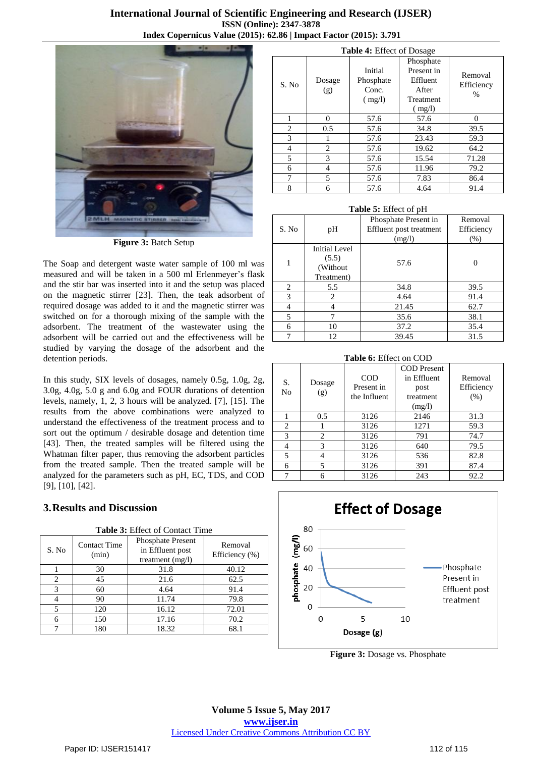Figure 3: Batch Setup

The Soap and detergent waste water sample of 100 ml was measured and will be taken in a 500 ml Erlenmeyer's flask and the stir bar was inserted into it and the setup was placed on the magnetic stirrer [23]. Then, the teak adsorbent of required dosage was added to it and the magnetic stirrer was switched on for a thorough mixing of the sample with the adsorbent. The treatment of the wastewater using the adsorbent will be carried out and the effectiveness will be studied by varying the dosage of the adsorbent and the detention periods.

In this study, SIX levels of dosages, namely 0.5g, 1.0g, 2g, 3.0g, 4.0g, 5.0 g and 6.0g and FOUR durations of detention levels, namely, 1, 2, 3 hours will be analyzed. [7], [15]. The results from the above combinations were analyzed to understand the effectiveness of the treatment process and to sort out the optimum / desirable dosage and detention time [43]. Then, the treated samples will be filtered using the Whatman filter paper, thus removing the adsorbent particles from the treated sample. Then the treated sample will be analyzed for the parameters such as pH, EC, TDS, and COD [9], [10], [42].

## 3. Results and Discussion

**Table 3:** Effect of Contact Time

| S. No | Contact Time (min) | Phosphate Present in Effluent post treatment (mg/l) | Removal Efficiency (%) |
|---|---|---|---|
| 1 | 30 | 31.8 | 40.12 |
| 2 | 45 | 21.6 | 62.5 |
| 3 | 60 | 4.64 | 91.4 |
| 4 | 90 | 11.74 | 79.8 |
| 5 | 120 | 16.12 | 72.01 |
| 6 | 150 | 17.16 | 70.2 |
| 7 | 180 | 18.32 | 68.1 |

**Table 4:** Effect of Dosage

| S. No | Dosage (g) | Initial Phosphate Conc. ( mg/l) | Phosphate Present in Effluent After Treatment ( mg/l) | Removal Efficiency % |
|---|---|---|---|---|
| 1 | 0 | 57.6 | 57.6 | 0 |
| 2 | 0.5 | 57.6 | 34.8 | 39.5 |
| 3 | 1 | 57.6 | 23.43 | 59.3 |
| 4 | 2 | 57.6 | 19.62 | 64.2 |
| 5 | 3 | 57.6 | 15.54 | 71.28 |
| 6 | 4 | 57.6 | 11.96 | 79.2 |
| 7 | 5 | 57.6 | 7.83 | 86.4 |
| 8 | 6 | 57.6 | 4.64 | 91.4 |

**Table 5:** Effect of pH

| S. No | pH | Phosphate Present in Effluent post treatment (mg/l) | Removal Efficiency (%) |
|---|---|---|---|
| 1 | Initial Level (5.5) (Without Treatment) | 57.6 | 0 |
| 2 | 5.5 | 34.8 | 39.5 |
| 3 | 2 | 4.64 | 91.4 |
| 4 | 4 | 21.45 | 62.7 |
| 5 | 7 | 35.6 | 38.1 |
| 6 | 10 | 37.2 | 35.4 |
| 7 | 12 | 39.45 | 31.5 |

**Table 6:** Effect on COD

| S. No | Dosage (g) | COD Present in the Influent | COD Present in Effluent post treatment (mg/l) | Removal Efficiency (%) |
|---|---|---|---|---|
| 1 | 0.5 | 3126 | 2146 | 31.3 |
| 2 | 1 | 3126 | 1271 | 59.3 |
| 3 | 2 | 3126 | 791 | 74.7 |
| 4 | 3 | 3126 | 640 | 79.5 |
| 5 | 4 | 3126 | 536 | 82.8 |
| 6 | 5 | 3126 | 391 | 87.4 |
| 7 | 6 | 3126 | 243 | 92.2 |

**Figure 3:** Dosage vs. Phosphate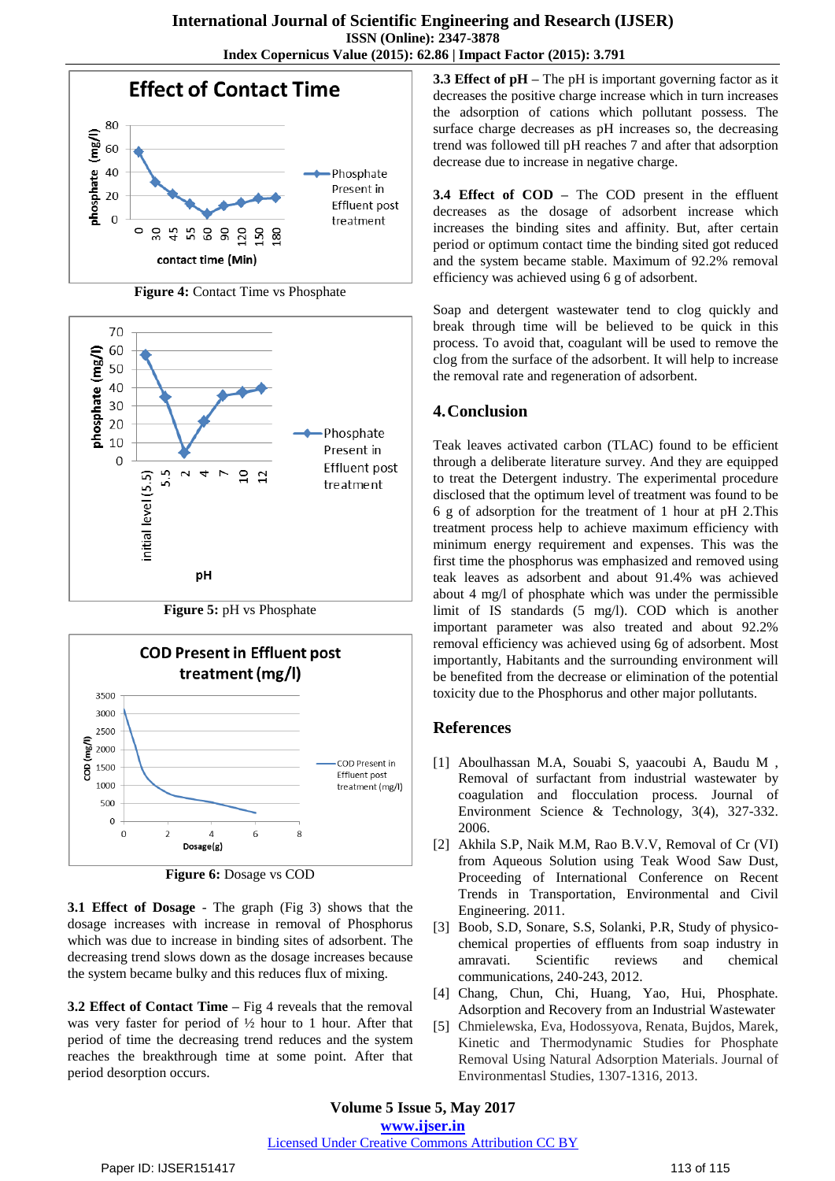Figure 4: Contact Time vs Phosphate

Figure 5: pH vs Phosphate

Figure 6: Dosage vs COD

**3.1 Effect of Dosage** - The graph (Fig 3) shows that the dosage increases with increase in removal of Phosphorus which was due to increase in binding sites of adsorbent. The decreasing trend slows down as the dosage increases because the system became bulky and this reduces flux of mixing.

**3.2 Effect of Contact Time –** Fig 4 reveals that the removal was very faster for period of ½ hour to 1 hour. After that period of time the decreasing trend reduces and the system reaches the breakthrough time at some point. After that period desorption occurs.

**3.3 Effect of pH –** The pH is important governing factor as it decreases the positive charge increase which in turn increases the adsorption of cations which pollutant possess. The surface charge decreases as pH increases so, the decreasing trend was followed till pH reaches 7 and after that adsorption decrease due to increase in negative charge.

**3.4 Effect of COD –** The COD present in the effluent decreases as the dosage of adsorbent increase which increases the binding sites and affinity. But, after certain period or optimum contact time the binding sited got reduced and the system became stable. Maximum of 92.2% removal efficiency was achieved using 6 g of adsorbent.

Soap and detergent wastewater tend to clog quickly and break through time will be believed to be quick in this process. To avoid that, coagulant will be used to remove the clog from the surface of the adsorbent. It will help to increase the removal rate and regeneration of adsorbent.

## 4. Conclusion

Teak leaves activated carbon (TLAC) found to be efficient through a deliberate literature survey. And they are equipped to treat the Detergent industry. The experimental procedure disclosed that the optimum level of treatment was found to be 6 g of adsorption for the treatment of 1 hour at pH 2.This treatment process help to achieve maximum efficiency with minimum energy requirement and expenses. This was the first time the phosphorus was emphasized and removed using teak leaves as adsorbent and about 91.4% was achieved about 4 mg/l of phosphate which was under the permissible limit of IS standards (5 mg/l). COD which is another important parameter was also treated and about 92.2% removal efficiency was achieved using 6g of adsorbent. Most importantly, Habitants and the surrounding environment will be benefited from the decrease or elimination of the potential toxicity due to the Phosphorus and other major pollutants.

## References

[1] Aboulhassan M.A, Souabi S, yaacoubi A, Baudu M , Removal of surfactant from industrial wastewater by coagulation and flocculation process. Journal of Environment Science & Technology, 3(4), 327-332. 2006.

[2] Akhila S.P, Naik M.M, Rao B.V.V, Removal of Cr (VI) from Aqueous Solution using Teak Wood Saw Dust, Proceeding of International Conference on Recent Trends in Transportation, Environmental and Civil Engineering. 2011.

[3] Boob, S.D, Sonare, S.S, Solanki, P.R, Study of physico-chemical properties of effluents from soap industry in amravati. Scientific reviews and chemical communications, 240-243, 2012.

[4] Chang, Chun, Chi, Huang, Yao, Hui, Phosphate. Adsorption and Recovery from an Industrial Wastewater

[5] Chmielewska, Eva, Hodossyova, Renata, Bujdos, Marek, Kinetic and Thermodynamic Studies for Phosphate Removal Using Natural Adsorption Materials. Journal of Environmentasl Studies, 1307-1316, 2013.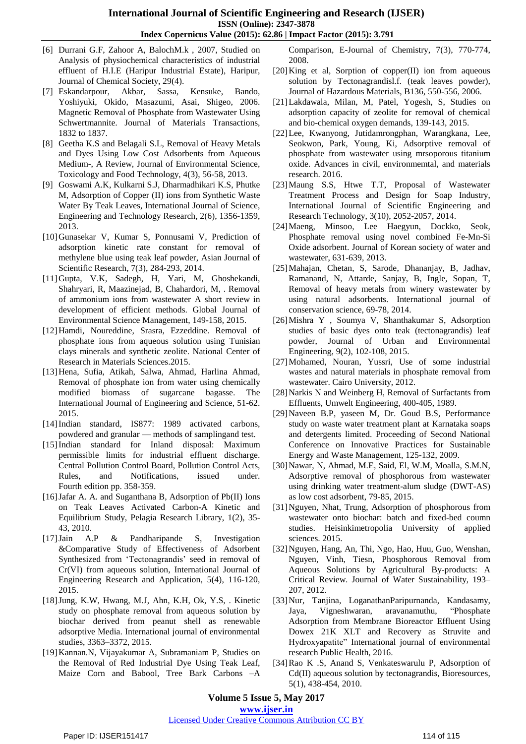[6] Durrani G.F, Zahoor A, BalochM.k , 2007, Studied on Analysis of physiochemical characteristics of industrial effluent of H.I.E (Haripur Industrial Estate), Haripur, Journal of Chemical Society, 29(4).

[7] Eskandarpour, Akbar, Sassa, Kensuke, Bando, Yoshiyuki, Okido, Masazumi, Asai, Shigeo, 2006. Magnetic Removal of Phosphate from Wastewater Using Schwertmannite. Journal of Materials Transactions, 1832 to 1837.

[8] Geetha K.S and Belagali S.L, Removal of Heavy Metals and Dyes Using Low Cost Adsorbents from Aqueous Medium-, A Review, Journal of Environmental Science, Toxicology and Food Technology, 4(3), 56-58, 2013.

[9] Goswami A.K, Kulkarni S.J, Dharmadhikari K.S, Phutke M, Adsorption of Copper (II) ions from Synthetic Waste Water By Teak Leaves, International Journal of Science, Engineering and Technology Research, 2(6), 1356-1359, 2013.

[10] Gunasekar V, Kumar S, Ponnusami V, Prediction of adsorption kinetic rate constant for removal of methylene blue using teak leaf powder, Asian Journal of Scientific Research, 7(3), 284-293, 2014.

[11] Gupta, V.K, Sadegh, H, Yari, M, Ghoshekandi, Shahryari, R, Maazinejad, B, Chahardori, M, . Removal of ammonium ions from wastewater A short review in development of efficient methods. Global Journal of Environmental Science Management, 149-158, 2015.

[12] Hamdi, Noureddine, Srasra, Ezzeddine. Removal of phosphate ions from aqueous solution using Tunisian clays minerals and synthetic zeolite. National Center of Research in Materials Sciences.2015.

[13] Hena, Sufia, Atikah, Salwa, Ahmad, Harlina Ahmad, Removal of phosphate ion from water using chemically modified biomass of sugarcane bagasse. The International Journal of Engineering and Science, 51-62. 2015.

[14] Indian standard, IS877: 1989 activated carbons, powdered and granular — methods of samplingand test.

[15] Indian standard for Inland disposal: Maximum permissible limits for industrial effluent discharge. Central Pollution Control Board, Pollution Control Acts, Rules, and Notifications, issued under. Fourth edition pp. 358-359.

[16] Jafar A. A. and Suganthana B, Adsorption of Pb(II) Ions on Teak Leaves Activated Carbon-A Kinetic and Equilibrium Study, Pelagia Research Library, 1(2), 35-43, 2010.

[17] Jain A.P & Pandharipande S, Investigation &Comparative Study of Effectiveness of Adsorbent Synthesized from 'Tectonagrandis' seed in removal of Cr(VI) from aqueous solution, International Journal of Engineering Research and Application, 5(4), 116-120, 2015.

[18] Jung, K.W, Hwang, M.J, Ahn, K.H, Ok, Y.S, . Kinetic study on phosphate removal from aqueous solution by biochar derived from peanut shell as renewable adsorptive Media. International journal of environmental studies, 3363–3372, 2015.

[19] Kannan.N, Vijayakumar A, Subramaniam P, Studies on the Removal of Red Industrial Dye Using Teak Leaf, Maize Corn and Babool, Tree Bark Carbons –A Comparison, E-Journal of Chemistry, 7(3), 770-774, 2008.

[20] King et al, Sorption of copper(II) ion from aqueous solution by Tectonagrandisl.f. (teak leaves powder), Journal of Hazardous Materials, B136, 550-556, 2006.

[21] Lakdawala, Milan, M, Patel, Yogesh, S, Studies on adsorption capacity of zeolite for removal of chemical and bio-chemical oxygen demands, 139-143, 2015.

[22] Lee, Kwanyong, Jutidamrongphan, Warangkana, Lee, Seokwon, Park, Young, Ki, Adsorptive removal of phosphate from wastewater using mrsoporous titanium oxide. Advances in civil, environmemtal, and materials research. 2016.

[23] Maung S.S, Htwe T.T, Proposal of Wastewater Treatment Process and Design for Soap Industry, International Journal of Scientific Engineering and Research Technology, 3(10), 2052-2057, 2014.

[24] Maeng, Minsoo, Lee Haegyun, Dockko, Seok, Phosphate removal using novel combined Fe-Mn-Si Oxide adsorbent. Journal of Korean society of water and wastewater, 631-639, 2013.

[25] Mahajan, Chetan, S, Sarode, Dhananjay, B, Jadhav, Ramanand, N, Attarde, Sanjay, B, Ingle, Sopan, T, Removal of heavy metals from winery wastewater by using natural adsorbents. International journal of conservation science, 69-78, 2014.

[26] Mishra Y , Soumya V, Shanthakumar S, Adsorption studies of basic dyes onto teak (tectonagrandis) leaf powder, Journal of Urban and Environmental Engineering, 9(2), 102-108, 2015.

[27] Mohamed, Nouran, Yussri, Use of some industrial wastes and natural materials in phosphate removal from wastewater. Cairo University, 2012.

[28] Narkis N and Weinberg H, Removal of Surfactants from Effluents, Umwelt Engineering, 400-405, 1989.

[29] Naveen B.P, yaseen M, Dr. Goud B.S, Performance study on waste water treatment plant at Karnataka soaps and detergents limited. Proceeding of Second National Conference on Innovative Practices for Sustainable Energy and Waste Management, 125-132, 2009.

[30] Nawar, N, Ahmad, M.E, Said, El, W.M, Moalla, S.M.N, Adsorptive removal of phosphorous from wastewater using drinking water treatment-alum sludge (DWT-AS) as low cost adsorbent, 79-85, 2015.

[31] Nguyen, Nhat, Trung, Adsorption of phosphorous from wastewater onto biochar: batch and fixed-bed coumn studies. Heisinkimetropolia University of applied sciences. 2015.

[32] Nguyen, Hang, An, Thi, Ngo, Hao, Huu, Guo, Wenshan, Nguyen, Vinh, Tiesn, Phosphorous Removal from Aqueous Solutions by Agricultural By-products: A Critical Review. Journal of Water Sustainability, 193–207, 2012.

[33] Nur, Tanjina, LoganathanParipurnanda, Kandasamy, Jaya, Vigneshwaran, aravanamuthu, "Phosphate Adsorption from Membrane Bioreactor Effluent Using Dowex 21K XLT and Recovery as Struvite and Hydroxyapatite" International journal of environmental research Public Health, 2016.

[34] Rao K .S, Anand S, Venkateswarulu P, Adsorption of Cd(II) aqueous solution by tectonagrandis, Bioresources, 5(1), 438-454, 2010.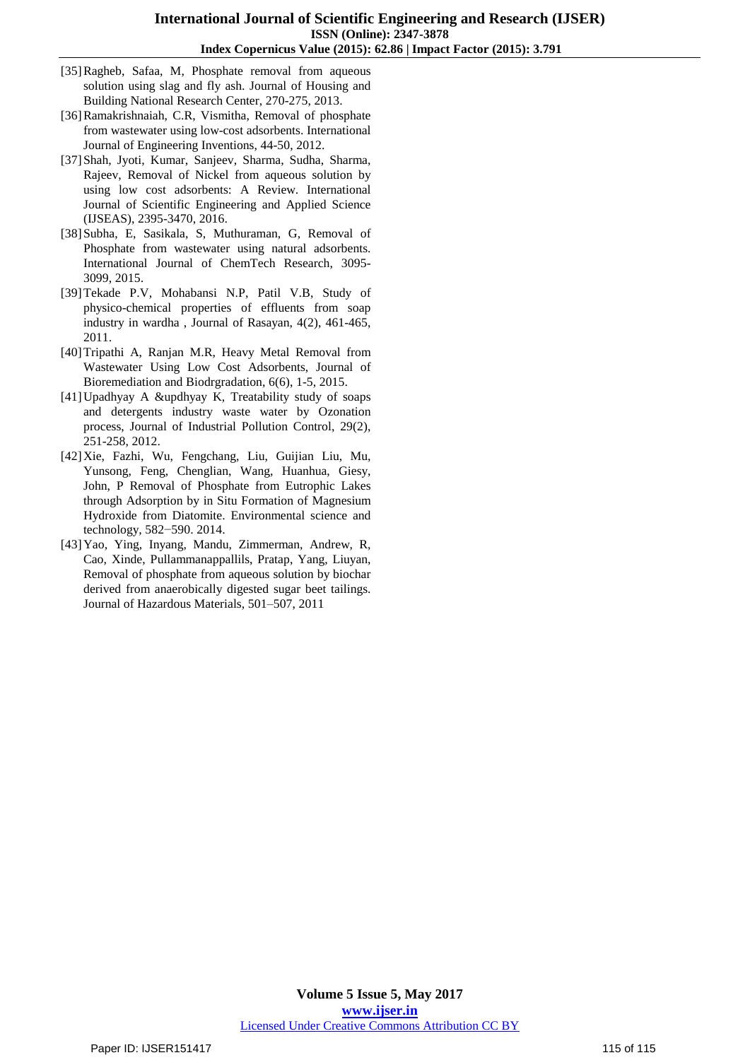[35] Ragheb, Safaa, M, Phosphate removal from aqueous solution using slag and fly ash. Journal of Housing and Building National Research Center, 270-275, 2013.

[36] Ramakrishnaiah, C.R, Vismitha, Removal of phosphate from wastewater using low-cost adsorbents. International Journal of Engineering Inventions, 44-50, 2012.

[37] Shah, Jyoti, Kumar, Sanjeev, Sharma, Sudha, Sharma, Rajeev, Removal of Nickel from aqueous solution by using low cost adsorbents: A Review. International Journal of Scientific Engineering and Applied Science (IJSEAS), 2395-3470, 2016.

[38] Subha, E, Sasikala, S, Muthuraman, G, Removal of Phosphate from wastewater using natural adsorbents. International Journal of ChemTech Research, 3095-3099, 2015.

[39] Tekade P.V, Mohabansi N.P, Patil V.B, Study of physico-chemical properties of effluents from soap industry in wardha , Journal of Rasayan, 4(2), 461-465, 2011.

[40] Tripathi A, Ranjan M.R, Heavy Metal Removal from Wastewater Using Low Cost Adsorbents, Journal of Bioremediation and Biodrgradation, 6(6), 1-5, 2015.

[41] Upadhyay A &updhyay K, Treatability study of soaps and detergents industry waste water by Ozonation process, Journal of Industrial Pollution Control, 29(2), 251-258, 2012.

[42] Xie, Fazhi, Wu, Fengchang, Liu, Guijian Liu, Mu, Yunsong, Feng, Chenglian, Wang, Huanhua, Giesy, John, P Removal of Phosphate from Eutrophic Lakes through Adsorption by in Situ Formation of Magnesium Hydroxide from Diatomite. Environmental science and technology, 582−590. 2014.

[43] Yao, Ying, Inyang, Mandu, Zimmerman, Andrew, R, Cao, Xinde, Pullammanappallils, Pratap, Yang, Liuyan, Removal of phosphate from aqueous solution by biochar derived from anaerobically digested sugar beet tailings. Journal of Hazardous Materials, 501–507, 2011